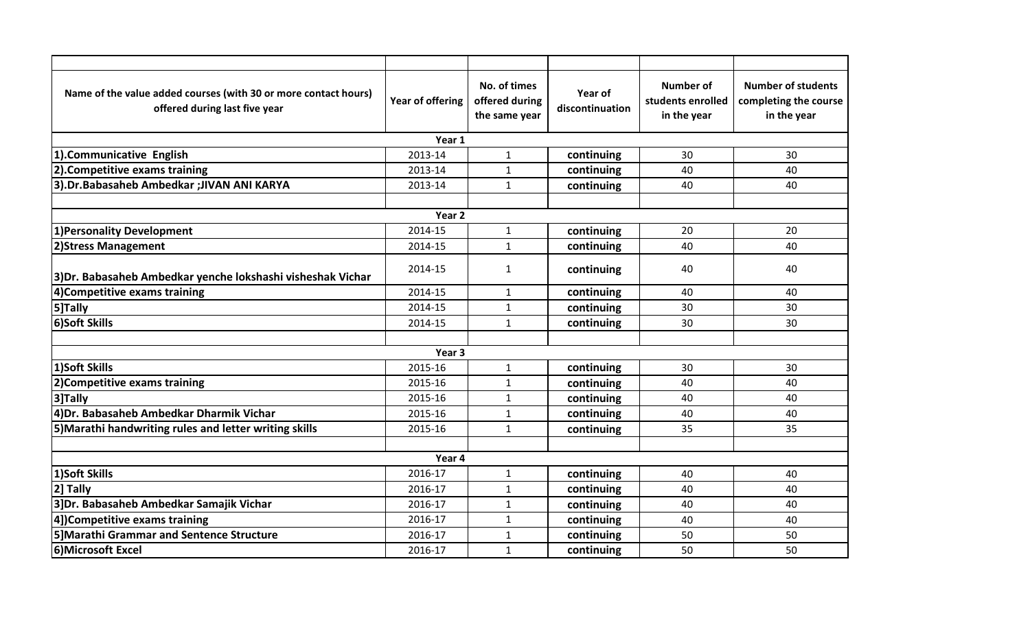| Name of the value added courses (with 30 or more contact hours) offered during last five year | Year of offering | No. of times offered during the same year | Year of discontinuation | Number of students enrolled in the year | Number of students completing the course in the year |
|---|---|---|---|---|---|
| Year 1 | | | | | |
| **1).Communicative English** | 2013-14 | 1 | **continuing** | 30 | 30 |
| **2).Competitive exams training** | 2013-14 | 1 | **continuing** | 40 | 40 |
| **3).Dr.Babasaheb Ambedkar ;JIVAN ANI KARYA** | 2013-14 | 1 | **continuing** | 40 | 40 |
| | | | | | |
| Year 2 | | | | | |
| **1)Personality Development** | 2014-15 | 1 | **continuing** | 20 | 20 |
| **2)Stress Management** | 2014-15 | 1 | **continuing** | 40 | 40 |
| **3)Dr. Babasaheb Ambedkar yenche lokshashi visheshak Vichar** | 2014-15 | 1 | **continuing** | 40 | 40 |
| **4)Competitive exams training** | 2014-15 | 1 | **continuing** | 40 | 40 |
| **5]Tally** | 2014-15 | 1 | **continuing** | 30 | 30 |
| **6)Soft Skills** | 2014-15 | 1 | **continuing** | 30 | 30 |
| | | | | | |
| Year 3 | | | | | |
| **1)Soft Skills** | 2015-16 | 1 | **continuing** | 30 | 30 |
| **2)Competitive exams training** | 2015-16 | 1 | **continuing** | 40 | 40 |
| **3]Tally** | 2015-16 | 1 | **continuing** | 40 | 40 |
| **4)Dr. Babasaheb Ambedkar Dharmik Vichar** | 2015-16 | 1 | **continuing** | 40 | 40 |
| **5)Marathi handwriting rules and letter writing skills** | 2015-16 | 1 | **continuing** | 35 | 35 |
| | | | | | |
| Year 4 | | | | | |
| **1)Soft Skills** | 2016-17 | 1 | **continuing** | 40 | 40 |
| **2] Tally** | 2016-17 | 1 | **continuing** | 40 | 40 |
| **3]Dr. Babasaheb Ambedkar Samajik Vichar** | 2016-17 | 1 | **continuing** | 40 | 40 |
| **4])Competitive exams training** | 2016-17 | 1 | **continuing** | 40 | 40 |
| **5]Marathi Grammar and Sentence Structure** | 2016-17 | 1 | **continuing** | 50 | 50 |
| **6)Microsoft Excel** | 2016-17 | 1 | **continuing** | 50 | 50 |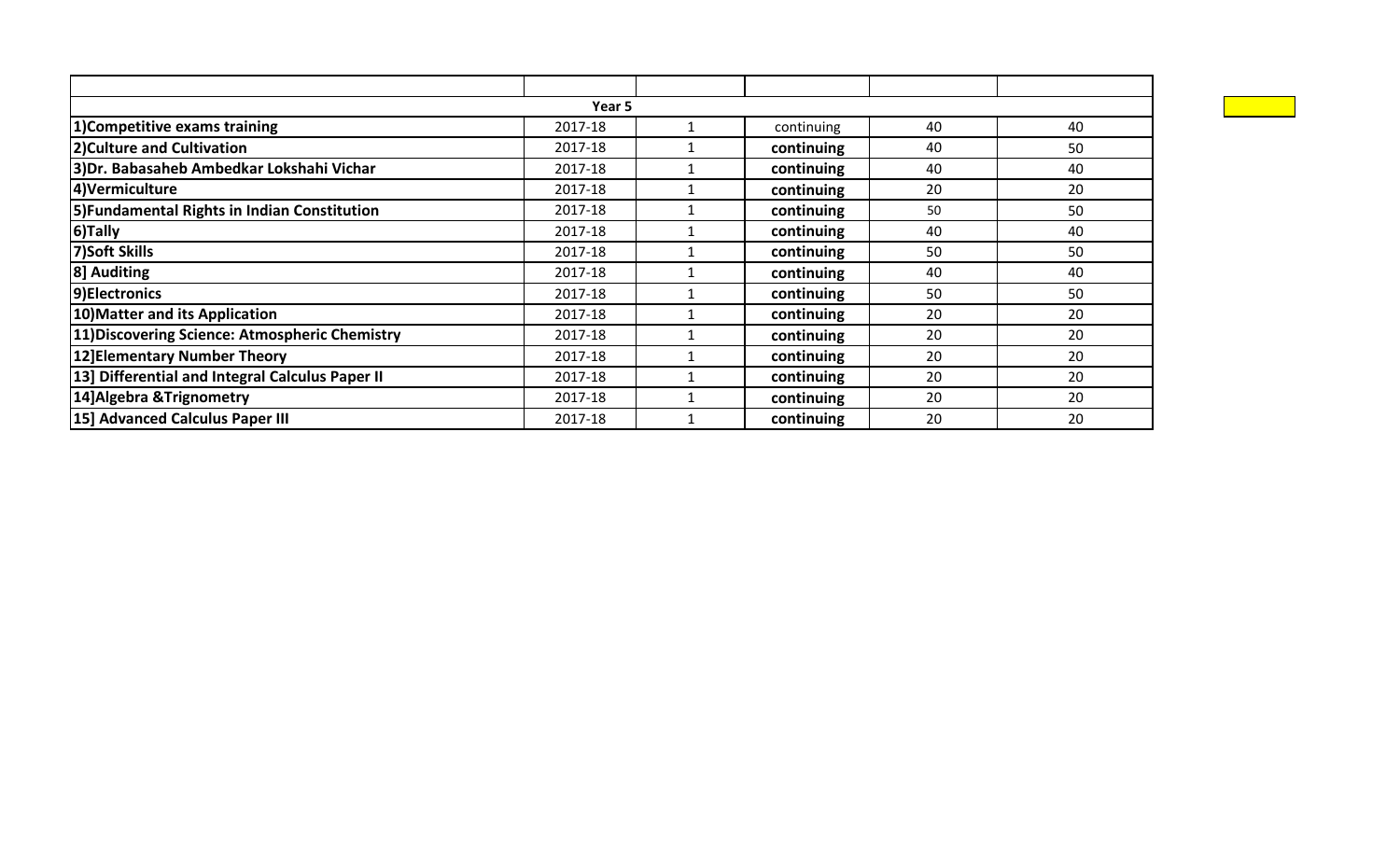| | | | | | |
|---|---|---|---|---|---|
| | | | | | |
| Year 5 | | | | | |
| **1)Competitive exams training** | 2017-18 | 1 | continuing | 40 | 40 |
| **2)Culture and Cultivation** | 2017-18 | 1 | **continuing** | 40 | 50 |
| **3)Dr. Babasaheb Ambedkar Lokshahi Vichar** | 2017-18 | 1 | **continuing** | 40 | 40 |
| **4)Vermiculture** | 2017-18 | 1 | **continuing** | 20 | 20 |
| **5)Fundamental Rights in Indian Constitution** | 2017-18 | 1 | **continuing** | 50 | 50 |
| **6)Tally** | 2017-18 | 1 | **continuing** | 40 | 40 |
| **7)Soft Skills** | 2017-18 | 1 | **continuing** | 50 | 50 |
| **8] Auditing** | 2017-18 | 1 | **continuing** | 40 | 40 |
| **9)Electronics** | 2017-18 | 1 | **continuing** | 50 | 50 |
| **10)Matter and its Application** | 2017-18 | 1 | **continuing** | 20 | 20 |
| **11)Discovering Science: Atmospheric Chemistry** | 2017-18 | 1 | **continuing** | 20 | 20 |
| **12]Elementary Number Theory** | 2017-18 | 1 | **continuing** | 20 | 20 |
| **13] Differential and Integral Calculus Paper II** | 2017-18 | 1 | **continuing** | 20 | 20 |
| **14]Algebra &Trignometry** | 2017-18 | 1 | **continuing** | 20 | 20 |
| **15] Advanced Calculus Paper III** | 2017-18 | 1 | **continuing** | 20 | 20 |